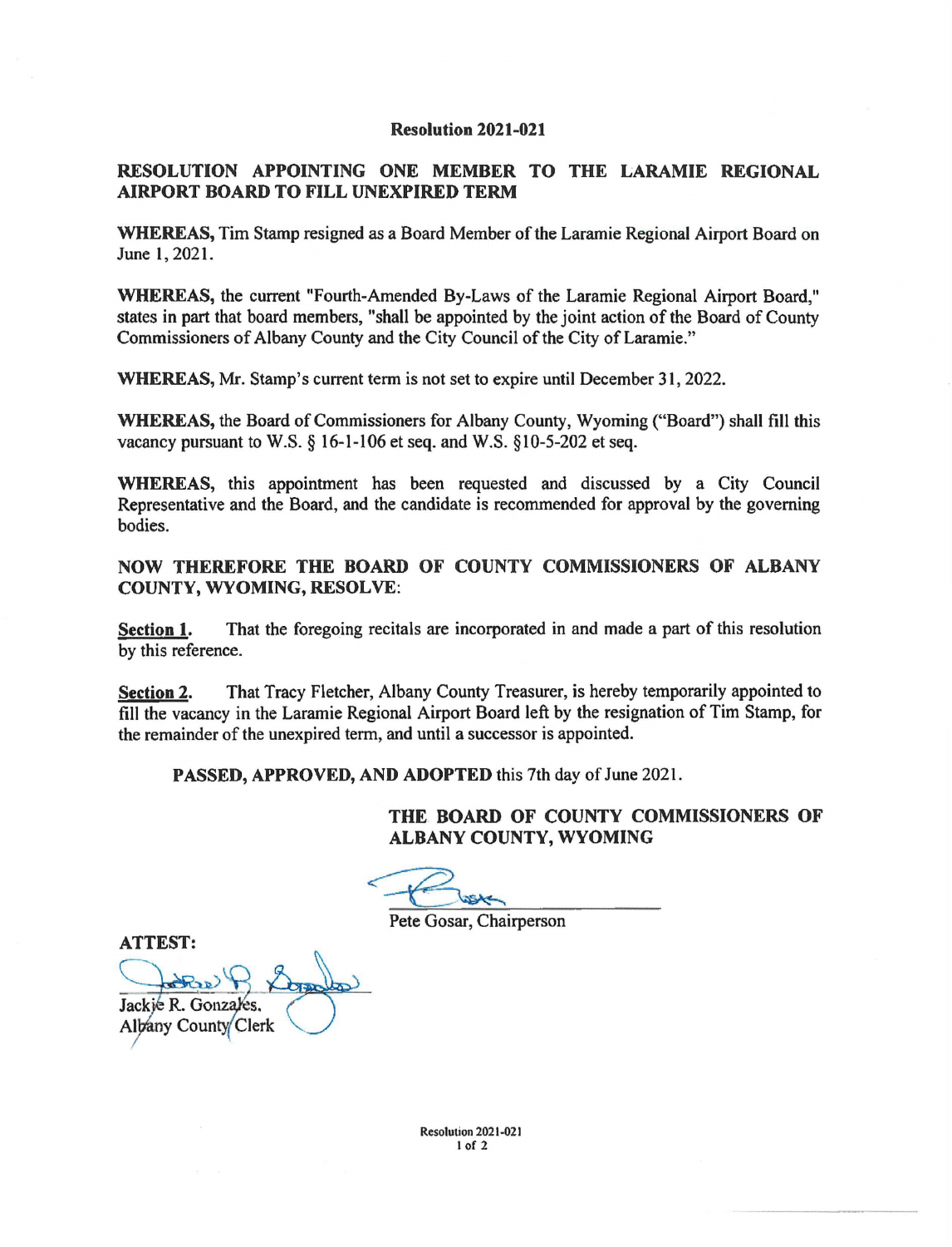**Resolution 2021-021**

**RESOLUTION APPOINTING ONE MEMBER TO THE LARAMIE REGIONAL AIRPORT BOARD TO FILL UNEXPIRED TERM**

**WHEREAS,** Tim Stamp resigned as a Board Member of the Laramie Regional Airport Board on June 1, 2021.

**WHEREAS,** the current "Fourth-Amended By-Laws of the Laramie Regional Airport Board," states in part that board members, "shall be appointed by the joint action of the Board of County Commissioners of Albany County and the City Council of the City of Laramie."

**WHEREAS,** Mr. Stamp's current term is not set to expire until December 31, 2022.

**WHEREAS,** the Board of Commissioners for Albany County, Wyoming ("Board") shall fill this vacancy pursuant to W.S. § 16-1-106 et seq. and W.S. §10-5-202 et seq.

**WHEREAS,** this appointment has been requested and discussed by a City Council Representative and the Board, and the candidate is recommended for approval by the governing bodies.

**NOW THEREFORE THE BOARD OF COUNTY COMMISSIONERS OF ALBANY COUNTY, WYOMING, RESOLVE:**

**Section 1.** That the foregoing recitals are incorporated in and made a part of this resolution by this reference.

**Section 2.** That Tracy Fletcher, Albany County Treasurer, is hereby temporarily appointed to fill the vacancy in the Laramie Regional Airport Board left by the resignation of Tim Stamp, for the remainder of the unexpired term, and until a successor is appointed.

**PASSED, APPROVED, AND ADOPTED** this 7th day of June 2021.

**THE BOARD OF COUNTY COMMISSIONERS OF ALBANY COUNTY, WYOMING**

Pete Gosar, Chairperson

**ATTEST:**

Jackie R. Gonzales,
Albany County Clerk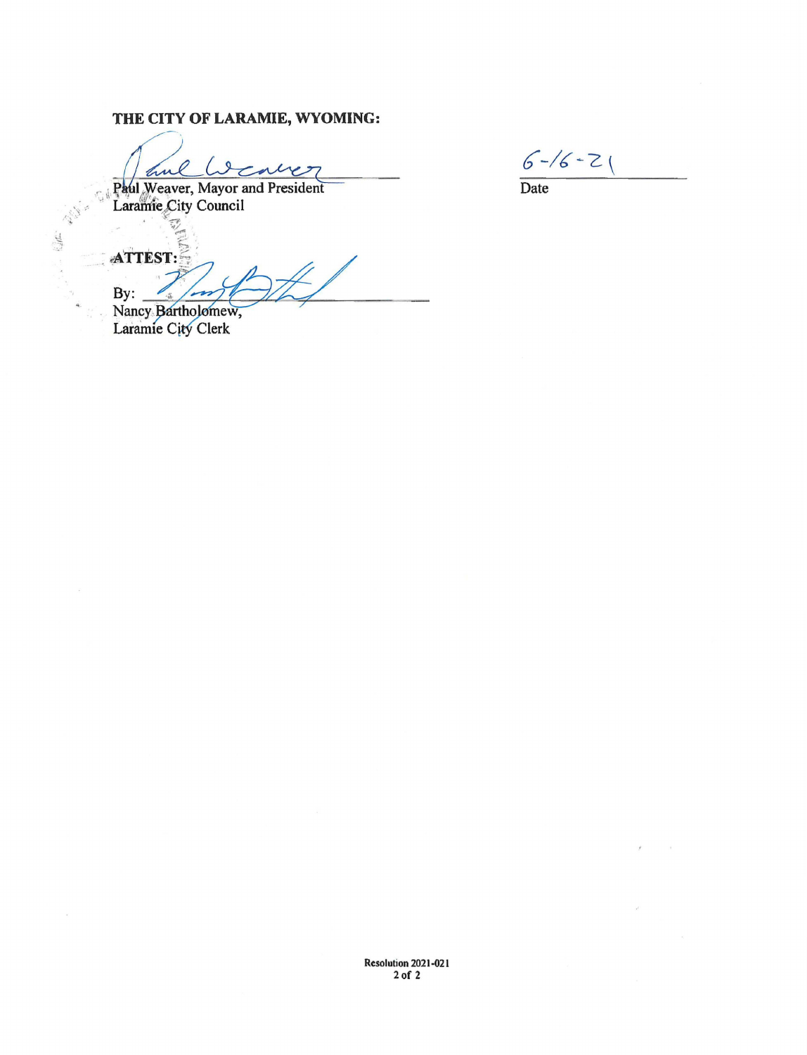**THE CITY OF LARAMIE, WYOMING:**

Paul Weaver, Mayor and President
Laramie City Council

6-16-21
Date

**ATTEST:**

By:
Nancy Bartholomew,
Laramie City Clerk

**Resolution 2021-021**